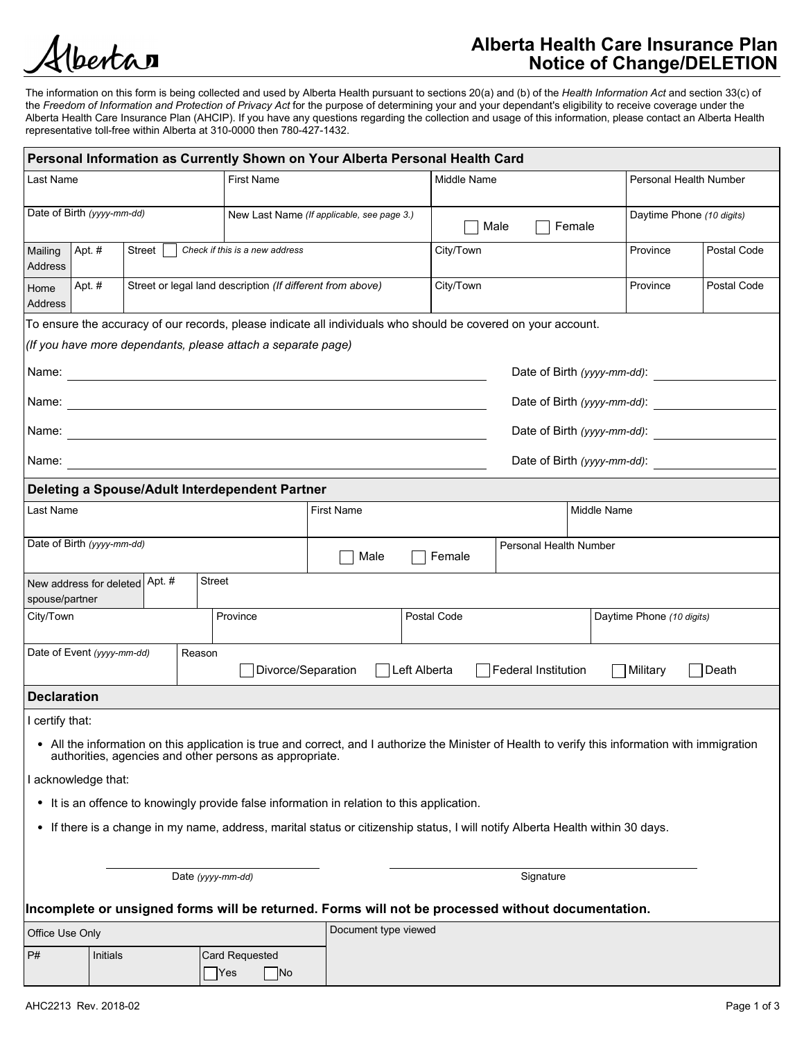# Alberta Health Care Insurance Plan Notice of Change/DELETION

The information on this form is being collected and used by Alberta Health pursuant to sections 20(a) and (b) of the *Health Information Act* and section 33(c) of the *Freedom of Information and Protection of Privacy Act* for the purpose of determining your and your dependant's eligibility to receive coverage under the Alberta Health Care Insurance Plan (AHCIP). If you have any questions regarding the collection and usage of this information, please contact an Alberta Health representative toll-free within Alberta at 310-0000 then 780-427-1432.

## Personal Information as Currently Shown on Your Alberta Personal Health Card

| Last Name | | First Name | Middle Name | Personal Health Number | |
|---|---|---|---|---|---|
| Date of Birth *(yyyy-mm-dd)* | | New Last Name *(If applicable, see page 3.)* | ☐ Male ☐ Female | Daytime Phone *(10 digits)* | |
| Mailing Address | Apt. # | Street ☐ *Check if this is a new address* | City/Town | Province | Postal Code |
| Home Address | Apt. # | Street or legal land description *(If different from above)* | City/Town | Province | Postal Code |

To ensure the accuracy of our records, please indicate all individuals who should be covered on your account.

*(If you have more dependants, please attach a separate page)*

Name: ______________________ Date of Birth *(yyyy-mm-dd)*: __________

Name: ______________________ Date of Birth *(yyyy-mm-dd)*: __________

Name: ______________________ Date of Birth *(yyyy-mm-dd)*: __________

Name: ______________________ Date of Birth *(yyyy-mm-dd)*: __________

## Deleting a Spouse/Adult Interdependent Partner

| Last Name | | First Name | Middle Name |
|---|---|---|---|
| Date of Birth *(yyyy-mm-dd)* | | ☐ Male ☐ Female | Personal Health Number |
| New address for deleted spouse/partner | Apt. # | Street | |
| City/Town | Province | Postal Code | Daytime Phone *(10 digits)* |
| Date of Event *(yyyy-mm-dd)* | Reason ☐ Divorce/Separation ☐ Left Alberta ☐ Federal Institution ☐ Military ☐ Death | | |

## Declaration

I certify that:

- All the information on this application is true and correct, and I authorize the Minister of Health to verify this information with immigration authorities, agencies and other persons as appropriate.

I acknowledge that:

- It is an offence to knowingly provide false information in relation to this application.
- If there is a change in my name, address, marital status or citizenship status, I will notify Alberta Health within 30 days.

______________________ Date *(yyyy-mm-dd)*

______________________ Signature

**Incomplete or unsigned forms will be returned. Forms will not be processed without documentation.**

| Office Use Only | | | Document type viewed |
|---|---|---|---|
| P# | Initials | Card Requested ☐ Yes ☐ No | |

AHC2213 Rev. 2018-02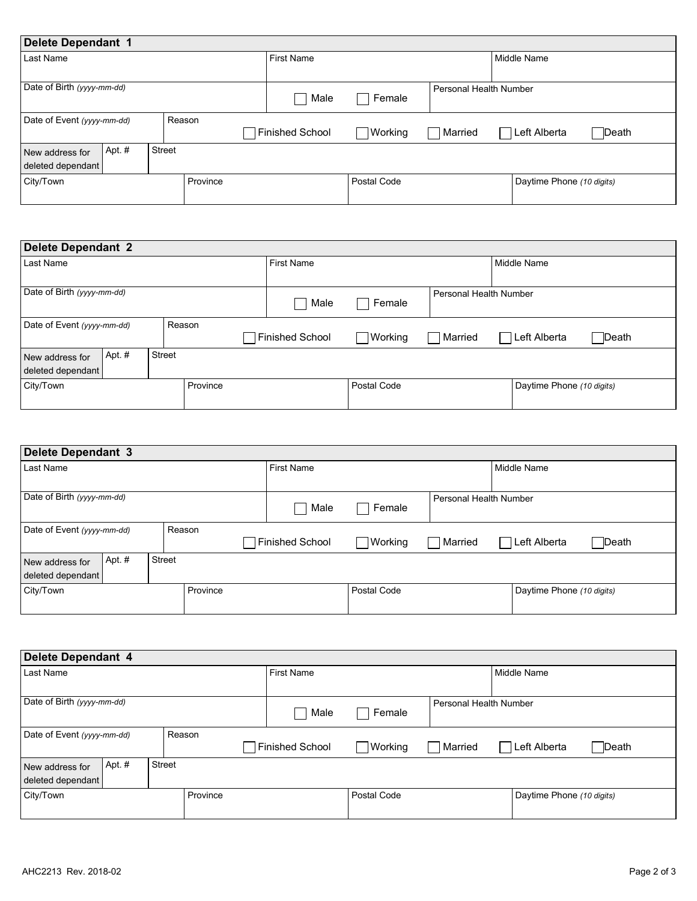## Delete Dependant 1

| Last Name | First Name | Middle Name |
| --- | --- | --- |
| | | |

| Date of Birth *(yyyy-mm-dd)* | ☐ Male ☐ Female | Personal Health Number |
| --- | --- | --- |
| | | |

| Date of Event *(yyyy-mm-dd)* | Reason ☐ Finished School ☐ Working ☐ Married ☐ Left Alberta ☐ Death |
| --- | --- |
| | |

| New address for deleted dependant | Apt. # | Street |
| --- | --- | --- |
| | | |

| City/Town | Province | Postal Code | Daytime Phone *(10 digits)* |
| --- | --- | --- | --- |
| | | | |

## Delete Dependant 2

| Last Name | First Name | Middle Name |
| --- | --- | --- |
| | | |

| Date of Birth *(yyyy-mm-dd)* | ☐ Male ☐ Female | Personal Health Number |
| --- | --- | --- |
| | | |

| Date of Event *(yyyy-mm-dd)* | Reason ☐ Finished School ☐ Working ☐ Married ☐ Left Alberta ☐ Death |
| --- | --- |
| | |

| New address for deleted dependant | Apt. # | Street |
| --- | --- | --- |
| | | |

| City/Town | Province | Postal Code | Daytime Phone *(10 digits)* |
| --- | --- | --- | --- |
| | | | |

## Delete Dependant 3

| Last Name | First Name | Middle Name |
| --- | --- | --- |
| | | |

| Date of Birth *(yyyy-mm-dd)* | ☐ Male ☐ Female | Personal Health Number |
| --- | --- | --- |
| | | |

| Date of Event *(yyyy-mm-dd)* | Reason ☐ Finished School ☐ Working ☐ Married ☐ Left Alberta ☐ Death |
| --- | --- |
| | |

| New address for deleted dependant | Apt. # | Street |
| --- | --- | --- |
| | | |

| City/Town | Province | Postal Code | Daytime Phone *(10 digits)* |
| --- | --- | --- | --- |
| | | | |

## Delete Dependant 4

| Last Name | First Name | Middle Name |
| --- | --- | --- |
| | | |

| Date of Birth *(yyyy-mm-dd)* | ☐ Male ☐ Female | Personal Health Number |
| --- | --- | --- |
| | | |

| Date of Event *(yyyy-mm-dd)* | Reason ☐ Finished School ☐ Working ☐ Married ☐ Left Alberta ☐ Death |
| --- | --- |
| | |

| New address for deleted dependant | Apt. # | Street |
| --- | --- | --- |
| | | |

| City/Town | Province | Postal Code | Daytime Phone *(10 digits)* |
| --- | --- | --- | --- |
| | | | |

AHC2213 Rev. 2018-02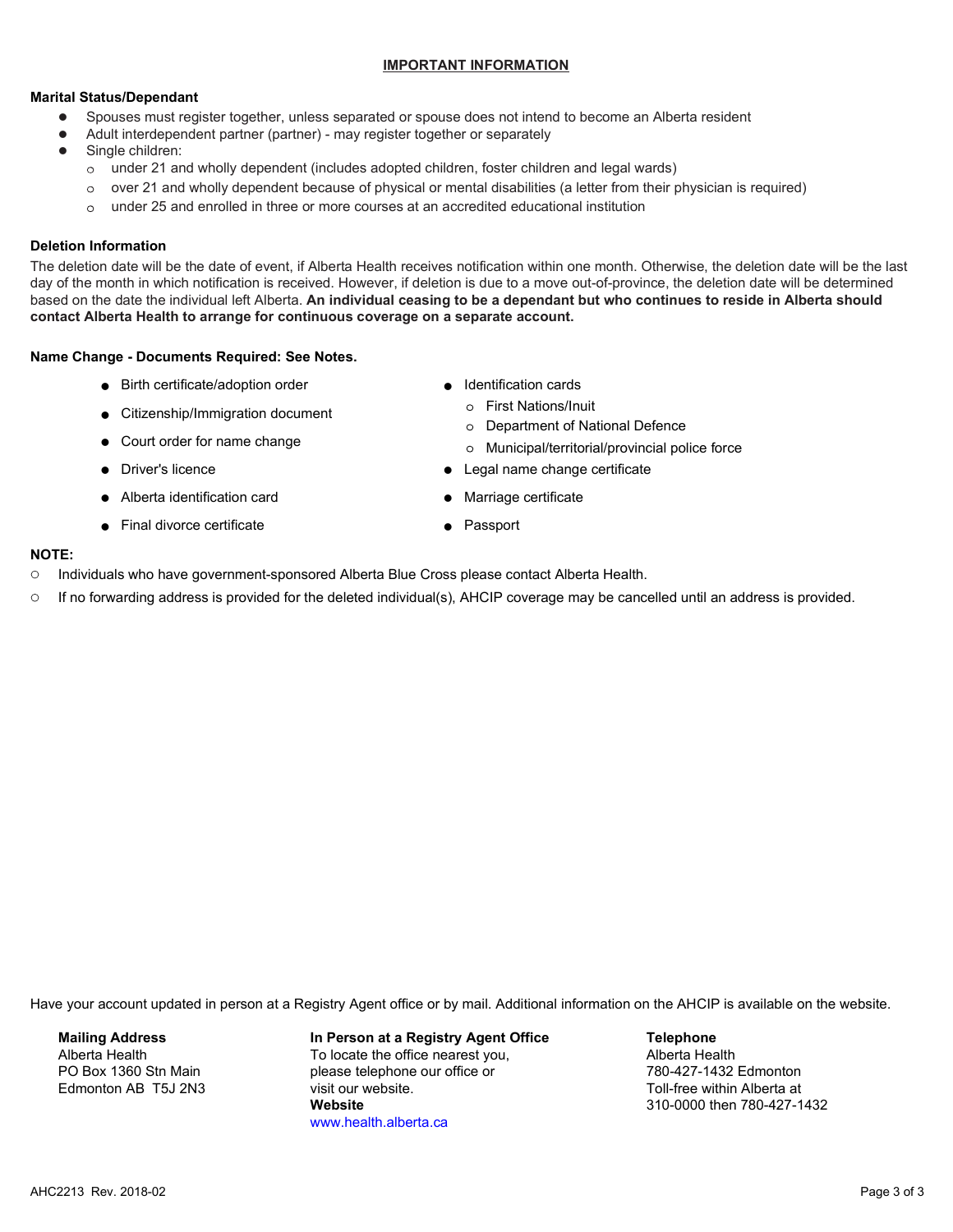# IMPORTANT INFORMATION

**Marital Status/Dependant**

- Spouses must register together, unless separated or spouse does not intend to become an Alberta resident
- Adult interdependent partner (partner) - may register together or separately
- Single children:
  - under 21 and wholly dependent (includes adopted children, foster children and legal wards)
  - over 21 and wholly dependent because of physical or mental disabilities (a letter from their physician is required)
  - under 25 and enrolled in three or more courses at an accredited educational institution

**Deletion Information**

The deletion date will be the date of event, if Alberta Health receives notification within one month. Otherwise, the deletion date will be the last day of the month in which notification is received. However, if deletion is due to a move out-of-province, the deletion date will be determined based on the date the individual left Alberta. **An individual ceasing to be a dependant but who continues to reside in Alberta should contact Alberta Health to arrange for continuous coverage on a separate account.**

**Name Change - Documents Required: See Notes.**

- Birth certificate/adoption order
- Citizenship/Immigration document
- Court order for name change
- Driver's licence
- Alberta identification card
- Final divorce certificate
- Identification cards
  - First Nations/Inuit
  - Department of National Defence
  - Municipal/territorial/provincial police force
- Legal name change certificate
- Marriage certificate
- Passport

**NOTE:**

- Individuals who have government-sponsored Alberta Blue Cross please contact Alberta Health.
- If no forwarding address is provided for the deleted individual(s), AHCIP coverage may be cancelled until an address is provided.

Have your account updated in person at a Registry Agent office or by mail. Additional information on the AHCIP is available on the website.

**Mailing Address**
Alberta Health
PO Box 1360 Stn Main
Edmonton AB T5J 2N3

**In Person at a Registry Agent Office**
To locate the office nearest you, please telephone our office or visit our website.

**Website**
www.health.alberta.ca

**Telephone**
Alberta Health
780-427-1432 Edmonton
Toll-free within Alberta at
310-0000 then 780-427-1432

AHC2213 Rev. 2018-02